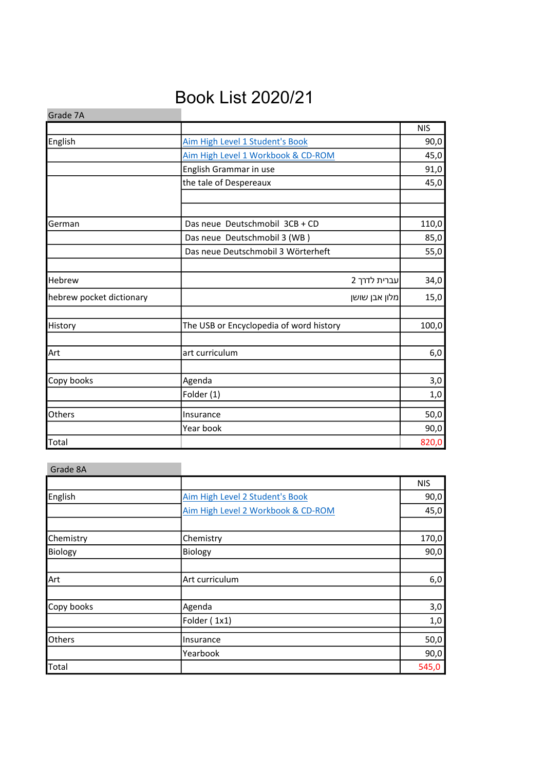# Book List 2020/21

Grade 7A

| | | NIS |
|---|---|---|
| English | Aim High Level 1 Student's Book | 90,0 |
| | Aim High Level 1 Workbook & CD-ROM | 45,0 |
| | English Grammar in use | 91,0 |
| | the tale of Despereaux | 45,0 |
| | | |
| | | |
| German | Das neue Deutschmobil 3CB + CD | 110,0 |
| | Das neue Deutschmobil 3 (WB ) | 85,0 |
| | Das neue Deutschmobil 3 Wörterheft | 55,0 |
| | | |
| Hebrew | עברית לדרך 2 | 34,0 |
| hebrew pocket dictionary | מלון אבן שושן | 15,0 |
| | | |
| History | The USB or Encyclopedia of word history | 100,0 |
| | | |
| Art | art curriculum | 6,0 |
| | | |
| Copy books | Agenda | 3,0 |
| | Folder (1) | 1,0 |
| Others | Insurance | 50,0 |
| | Year book | 90,0 |
| Total | | 820,0 |

Grade 8A

| | | NIS |
|---|---|---|
| English | Aim High Level 2 Student's Book | 90,0 |
| | Aim High Level 2 Workbook & CD-ROM | 45,0 |
| | | |
| Chemistry | Chemistry | 170,0 |
| Biology | Biology | 90,0 |
| | | |
| Art | Art curriculum | 6,0 |
| | | |
| Copy books | Agenda | 3,0 |
| | Folder ( 1x1) | 1,0 |
| Others | Insurance | 50,0 |
| | Yearbook | 90,0 |
| Total | | 545,0 |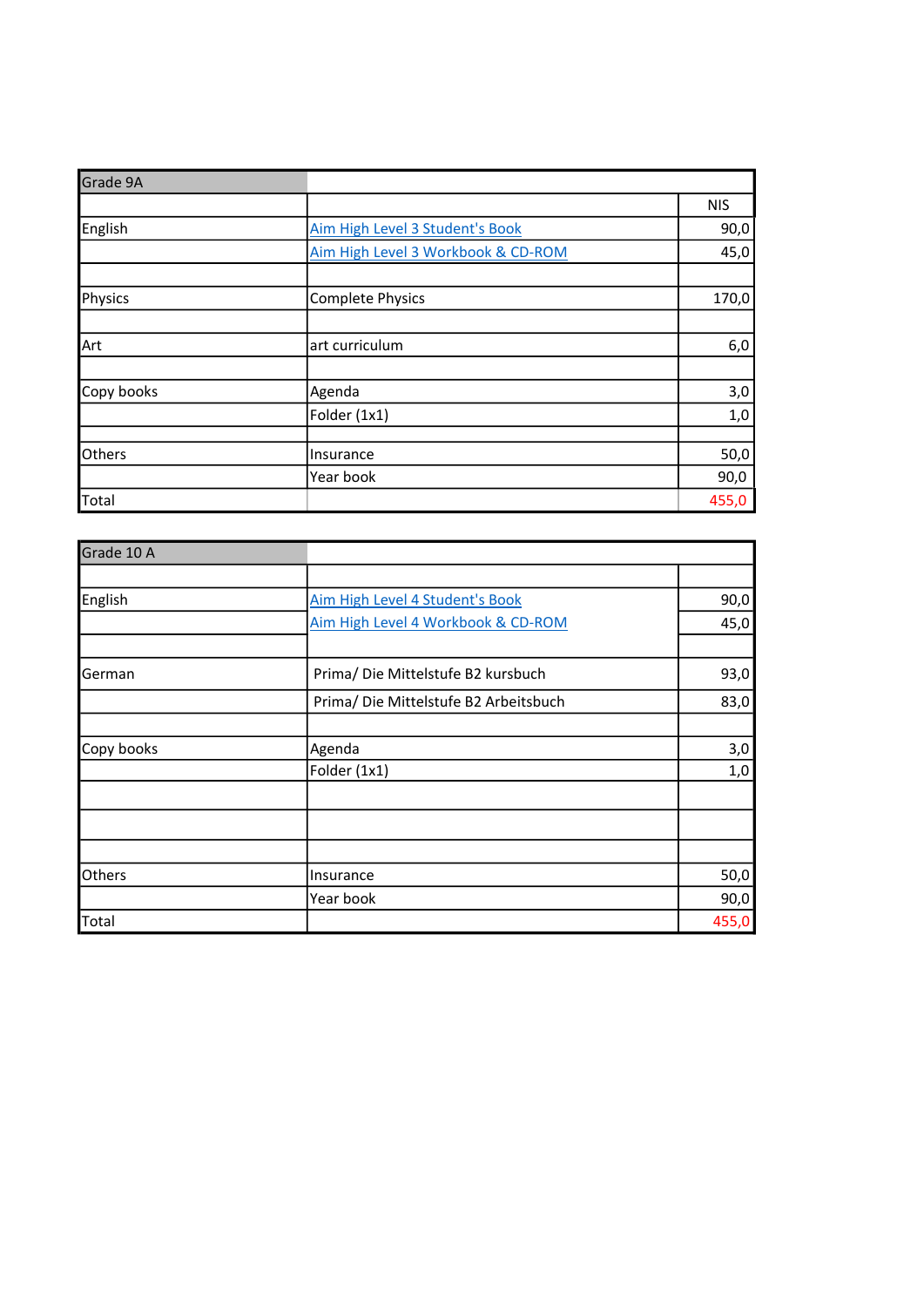| Grade 9A | | |
|---|---|---|
| | | NIS |
| English | Aim High Level 3 Student's Book | 90,0 |
| | Aim High Level 3 Workbook & CD-ROM | 45,0 |
| | | |
| Physics | Complete Physics | 170,0 |
| | | |
| Art | art curriculum | 6,0 |
| | | |
| Copy books | Agenda | 3,0 |
| | Folder (1x1) | 1,0 |
| | | |
| Others | Insurance | 50,0 |
| | Year book | 90,0 |
| Total | | 455,0 |

| Grade 10 A | | |
|---|---|---|
| | | |
| English | Aim High Level 4 Student's Book | 90,0 |
| | Aim High Level 4 Workbook & CD-ROM | 45,0 |
| | | |
| German | Prima/ Die Mittelstufe B2 kursbuch | 93,0 |
| | Prima/ Die Mittelstufe B2 Arbeitsbuch | 83,0 |
| | | |
| Copy books | Agenda | 3,0 |
| | Folder (1x1) | 1,0 |
| | | |
| | | |
| | | |
| Others | Insurance | 50,0 |
| | Year book | 90,0 |
| Total | | 455,0 |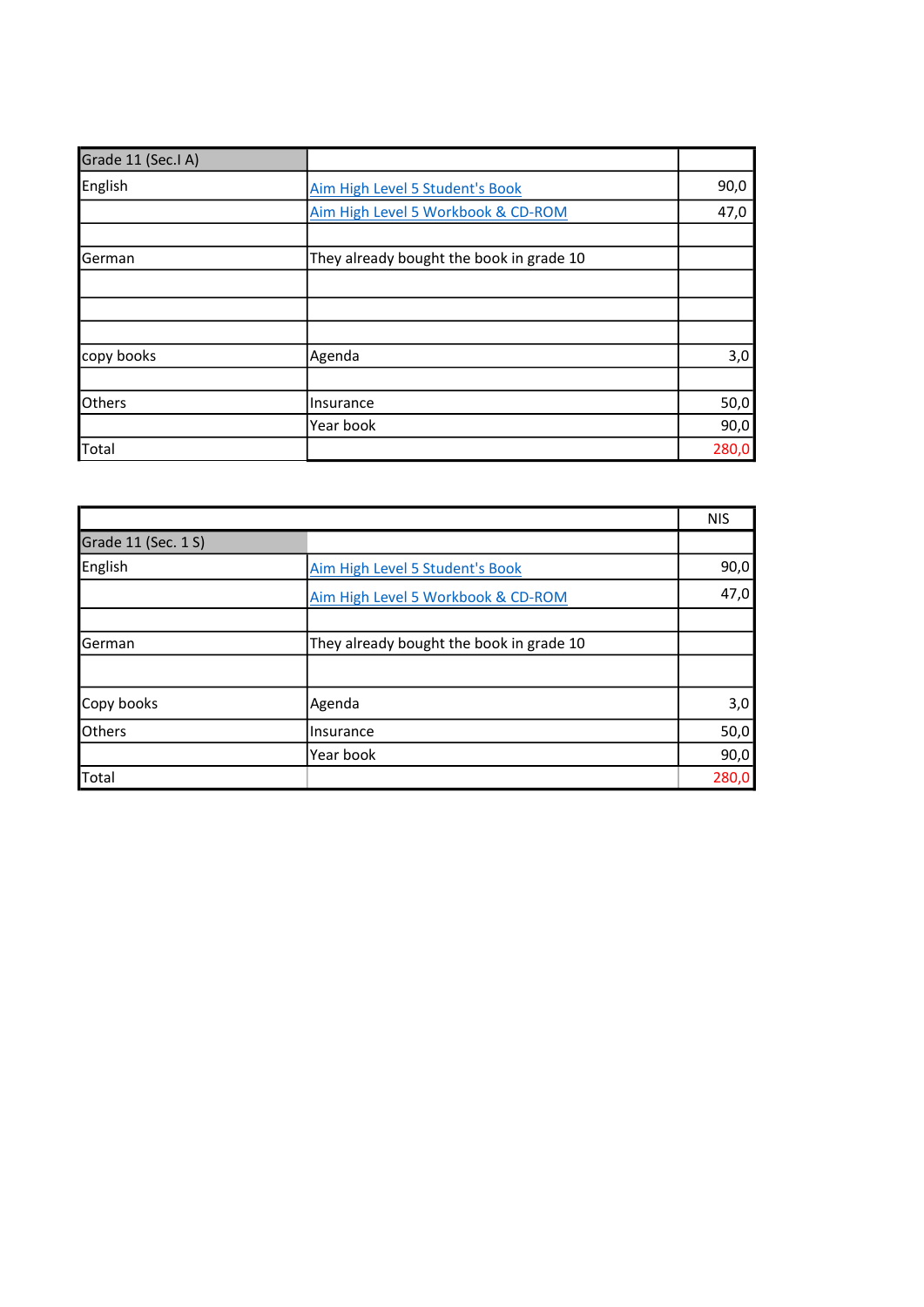| Grade 11 (Sec.I A) | | |
|---|---|---|
| English | Aim High Level 5 Student's Book | 90,0 |
| | Aim High Level 5 Workbook & CD-ROM | 47,0 |
| | | |
| German | They already bought the book in grade 10 | |
| | | |
| | | |
| | | |
| copy books | Agenda | 3,0 |
| | | |
| Others | Insurance | 50,0 |
| | Year book | 90,0 |
| Total | | 280,0 |

| | | NIS |
|---|---|---|
| Grade 11 (Sec. 1 S) | | |
| English | Aim High Level 5 Student's Book | 90,0 |
| | Aim High Level 5 Workbook & CD-ROM | 47,0 |
| | | |
| German | They already bought the book in grade 10 | |
| | | |
| Copy books | Agenda | 3,0 |
| Others | Insurance | 50,0 |
| | Year book | 90,0 |
| Total | | 280,0 |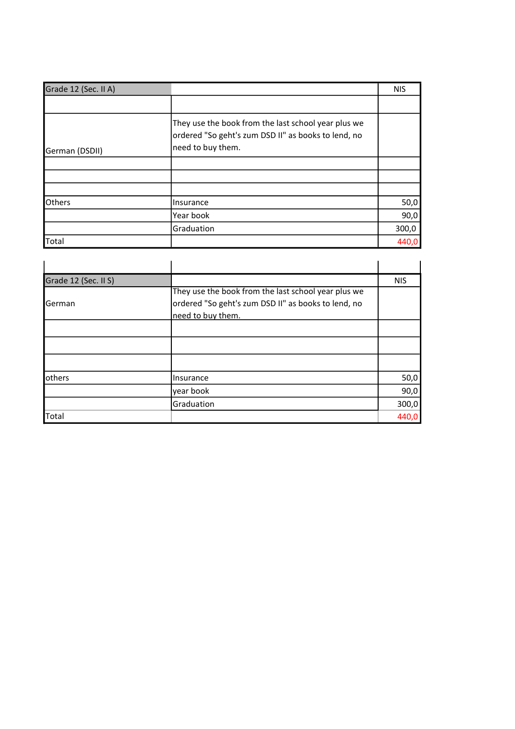| Grade 12 (Sec. II A) | | NIS |
|---|---|---|
| | | |
| German (DSDII) | They use the book from the last school year plus we ordered "So geht's zum DSD II" as books to lend, no need to buy them. | |
| | | |
| | | |
| | | |
| Others | Insurance | 50,0 |
| | Year book | 90,0 |
| | Graduation | 300,0 |
| Total | | 440,0 |

| Grade 12 (Sec. II S) | | NIS |
|---|---|---|
| German | They use the book from the last school year plus we ordered "So geht's zum DSD II" as books to lend, no need to buy them. | |
| | | |
| | | |
| | | |
| others | Insurance | 50,0 |
| | year book | 90,0 |
| | Graduation | 300,0 |
| Total | | 440,0 |